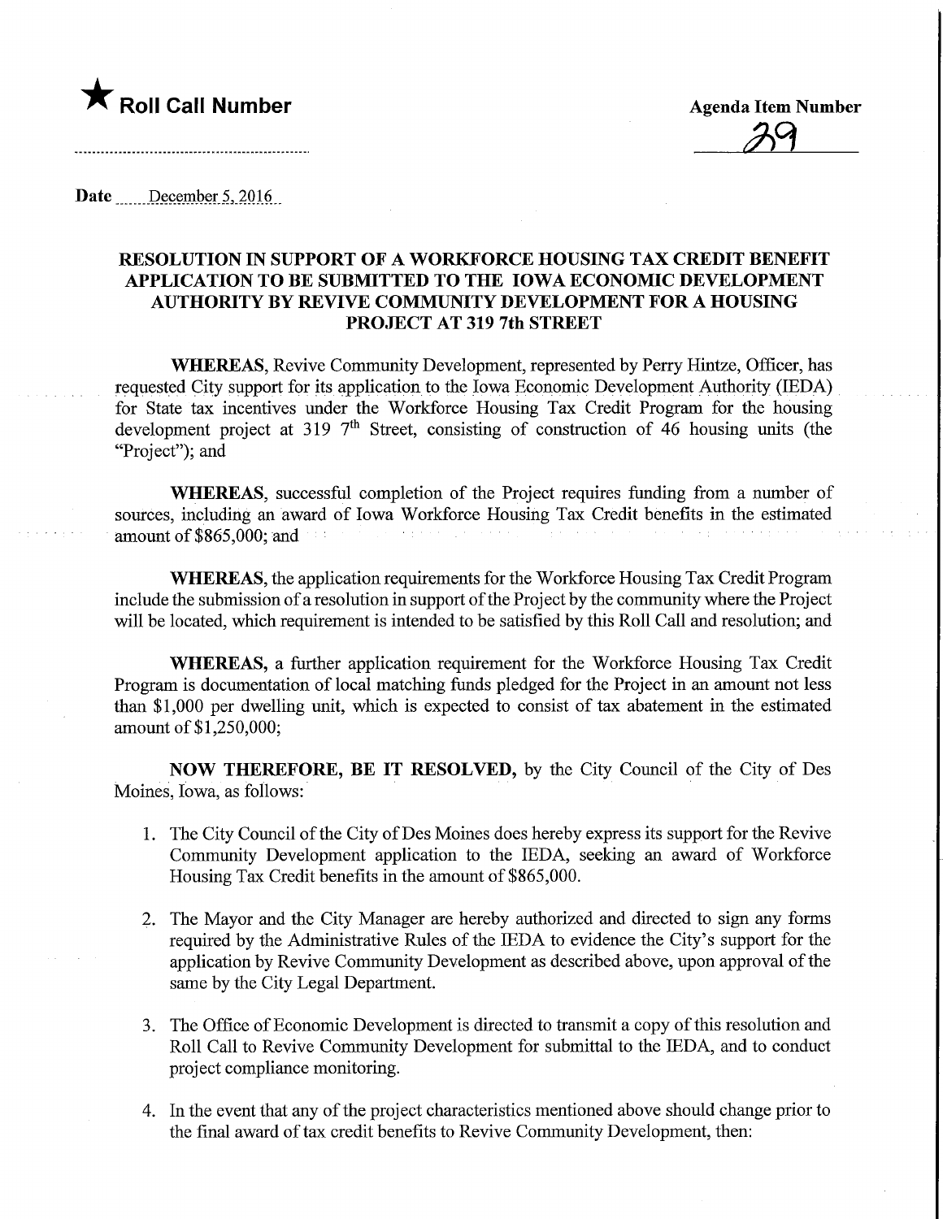★ **Roll Call Number**

**Agenda Item Number**

39

Date December 5, 2016

**RESOLUTION IN SUPPORT OF A WORKFORCE HOUSING TAX CREDIT BENEFIT APPLICATION TO BE SUBMITTED TO THE IOWA ECONOMIC DEVELOPMENT AUTHORITY BY REVIVE COMMUNITY DEVELOPMENT FOR A HOUSING PROJECT AT 319 7th STREET**

**WHEREAS,** Revive Community Development, represented by Perry Hintze, Officer, has requested City support for its application to the Iowa Economic Development Authority (IEDA) for State tax incentives under the Workforce Housing Tax Credit Program for the housing development project at 319 7th Street, consisting of construction of 46 housing units (the "Project"); and

**WHEREAS,** successful completion of the Project requires funding from a number of sources, including an award of Iowa Workforce Housing Tax Credit benefits in the estimated amount of $865,000; and

**WHEREAS,** the application requirements for the Workforce Housing Tax Credit Program include the submission of a resolution in support of the Project by the community where the Project will be located, which requirement is intended to be satisfied by this Roll Call and resolution; and

**WHEREAS,** a further application requirement for the Workforce Housing Tax Credit Program is documentation of local matching funds pledged for the Project in an amount not less than $1,000 per dwelling unit, which is expected to consist of tax abatement in the estimated amount of $1,250,000;

**NOW THEREFORE, BE IT RESOLVED,** by the City Council of the City of Des Moines, Iowa, as follows:

1. The City Council of the City of Des Moines does hereby express its support for the Revive Community Development application to the IEDA, seeking an award of Workforce Housing Tax Credit benefits in the amount of $865,000.
2. The Mayor and the City Manager are hereby authorized and directed to sign any forms required by the Administrative Rules of the IEDA to evidence the City's support for the application by Revive Community Development as described above, upon approval of the same by the City Legal Department.
3. The Office of Economic Development is directed to transmit a copy of this resolution and Roll Call to Revive Community Development for submittal to the IEDA, and to conduct project compliance monitoring.
4. In the event that any of the project characteristics mentioned above should change prior to the final award of tax credit benefits to Revive Community Development, then: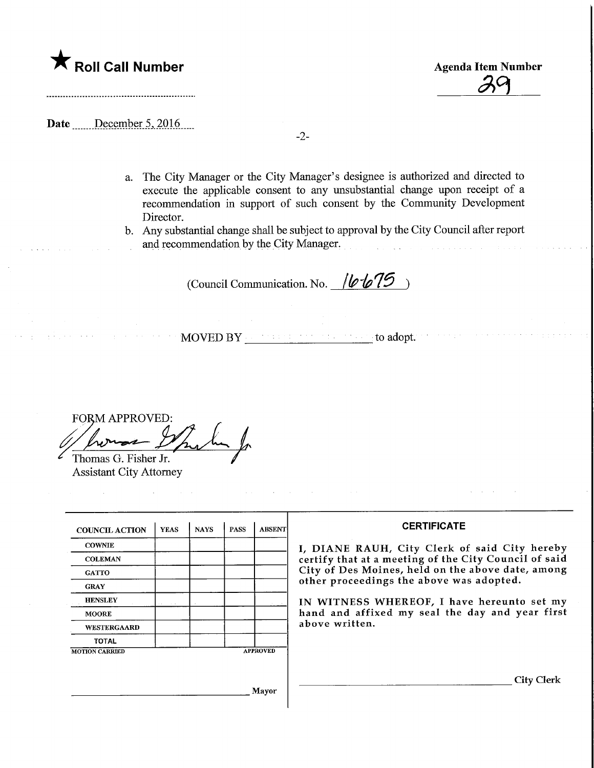★ **Roll Call Number**

**Agenda Item Number**

29

**Date** December 5, 2016

a. The City Manager or the City Manager's designee is authorized and directed to execute the applicable consent to any unsubstantial change upon receipt of a recommendation in support of such consent by the Community Development Director.

b. Any substantial change shall be subject to approval by the City Council after report and recommendation by the City Manager.

(Council Communication. No. 16-675 )

MOVED BY ______________________ to adopt.

FORM APPROVED:

Thomas G. Fisher Jr.
Assistant City Attorney

| COUNCIL ACTION | YEAS | NAYS | PASS | ABSENT |
|---|---|---|---|---|
| COWNIE | | | | |
| COLEMAN | | | | |
| GATTO | | | | |
| GRAY | | | | |
| HENSLEY | | | | |
| MOORE | | | | |
| WESTERGAARD | | | | |
| TOTAL | | | | |

MOTION CARRIED APPROVED

______________________ Mayor

**CERTIFICATE**

I, DIANE RAUH, City Clerk of said City hereby certify that at a meeting of the City Council of said City of Des Moines, held on the above date, among other proceedings the above was adopted.

IN WITNESS WHEREOF, I have hereunto set my hand and affixed my seal the day and year first above written.

______________________ City Clerk